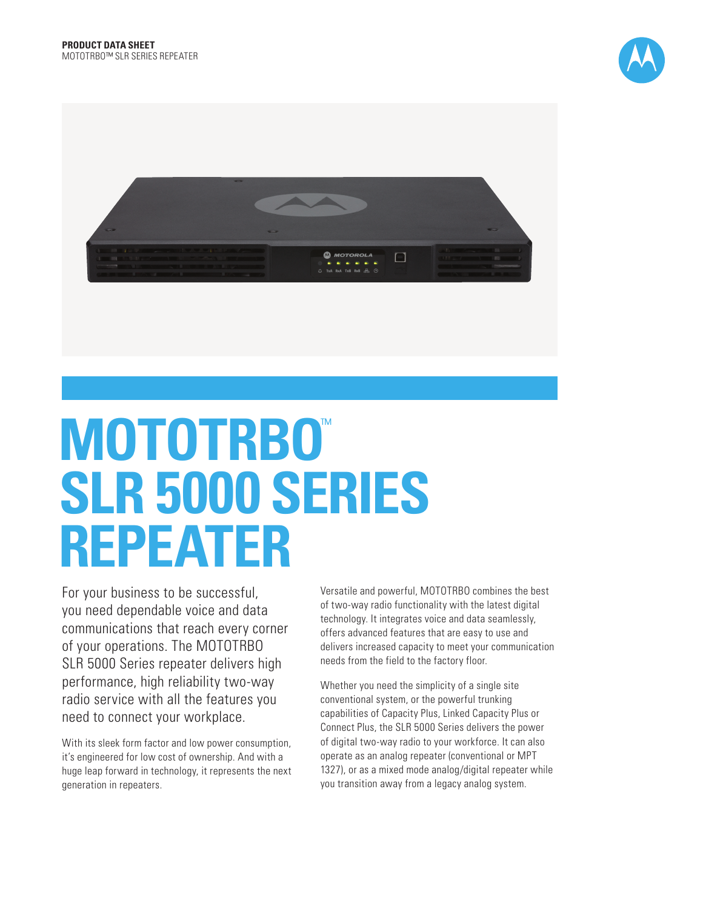**PRODUCT DATA SHEET**
MOTOTRBO™ SLR SERIES REPEATER

# MOTOTRBO™ SLR 5000 SERIES REPEATER

For your business to be successful, you need dependable voice and data communications that reach every corner of your operations. The MOTOTRBO SLR 5000 Series repeater delivers high performance, high reliability two-way radio service with all the features you need to connect your workplace.

With its sleek form factor and low power consumption, it's engineered for low cost of ownership. And with a huge leap forward in technology, it represents the next generation in repeaters.

Versatile and powerful, MOTOTRBO combines the best of two-way radio functionality with the latest digital technology. It integrates voice and data seamlessly, offers advanced features that are easy to use and delivers increased capacity to meet your communication needs from the field to the factory floor.

Whether you need the simplicity of a single site conventional system, or the powerful trunking capabilities of Capacity Plus, Linked Capacity Plus or Connect Plus, the SLR 5000 Series delivers the power of digital two-way radio to your workforce. It can also operate as an analog repeater (conventional or MPT 1327), or as a mixed mode analog/digital repeater while you transition away from a legacy analog system.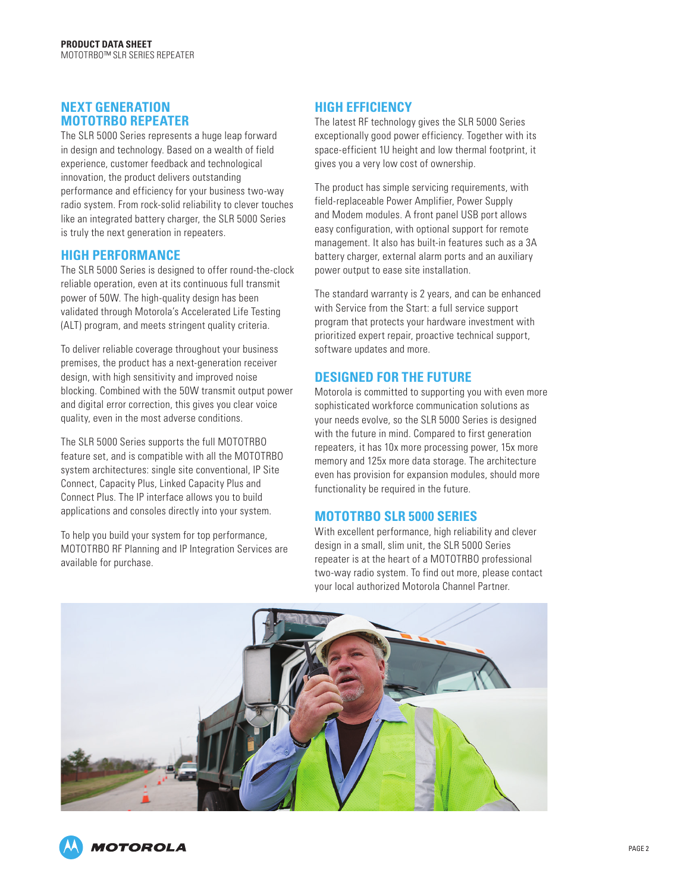## NEXT GENERATION MOTOTRBO REPEATER

The SLR 5000 Series represents a huge leap forward in design and technology. Based on a wealth of field experience, customer feedback and technological innovation, the product delivers outstanding performance and efficiency for your business two-way radio system. From rock-solid reliability to clever touches like an integrated battery charger, the SLR 5000 Series is truly the next generation in repeaters.

## HIGH PERFORMANCE

The SLR 5000 Series is designed to offer round-the-clock reliable operation, even at its continuous full transmit power of 50W. The high-quality design has been validated through Motorola's Accelerated Life Testing (ALT) program, and meets stringent quality criteria.

To deliver reliable coverage throughout your business premises, the product has a next-generation receiver design, with high sensitivity and improved noise blocking. Combined with the 50W transmit output power and digital error correction, this gives you clear voice quality, even in the most adverse conditions.

The SLR 5000 Series supports the full MOTOTRBO feature set, and is compatible with all the MOTOTRBO system architectures: single site conventional, IP Site Connect, Capacity Plus, Linked Capacity Plus and Connect Plus. The IP interface allows you to build applications and consoles directly into your system.

To help you build your system for top performance, MOTOTRBO RF Planning and IP Integration Services are available for purchase.

## HIGH EFFICIENCY

The latest RF technology gives the SLR 5000 Series exceptionally good power efficiency. Together with its space-efficient 1U height and low thermal footprint, it gives you a very low cost of ownership.

The product has simple servicing requirements, with field-replaceable Power Amplifier, Power Supply and Modem modules. A front panel USB port allows easy configuration, with optional support for remote management. It also has built-in features such as a 3A battery charger, external alarm ports and an auxiliary power output to ease site installation.

The standard warranty is 2 years, and can be enhanced with Service from the Start: a full service support program that protects your hardware investment with prioritized expert repair, proactive technical support, software updates and more.

## DESIGNED FOR THE FUTURE

Motorola is committed to supporting you with even more sophisticated workforce communication solutions as your needs evolve, so the SLR 5000 Series is designed with the future in mind. Compared to first generation repeaters, it has 10x more processing power, 15x more memory and 125x more data storage. The architecture even has provision for expansion modules, should more functionality be required in the future.

## MOTOTRBO SLR 5000 SERIES

With excellent performance, high reliability and clever design in a small, slim unit, the SLR 5000 Series repeater is at the heart of a MOTOTRBO professional two-way radio system. To find out more, please contact your local authorized Motorola Channel Partner.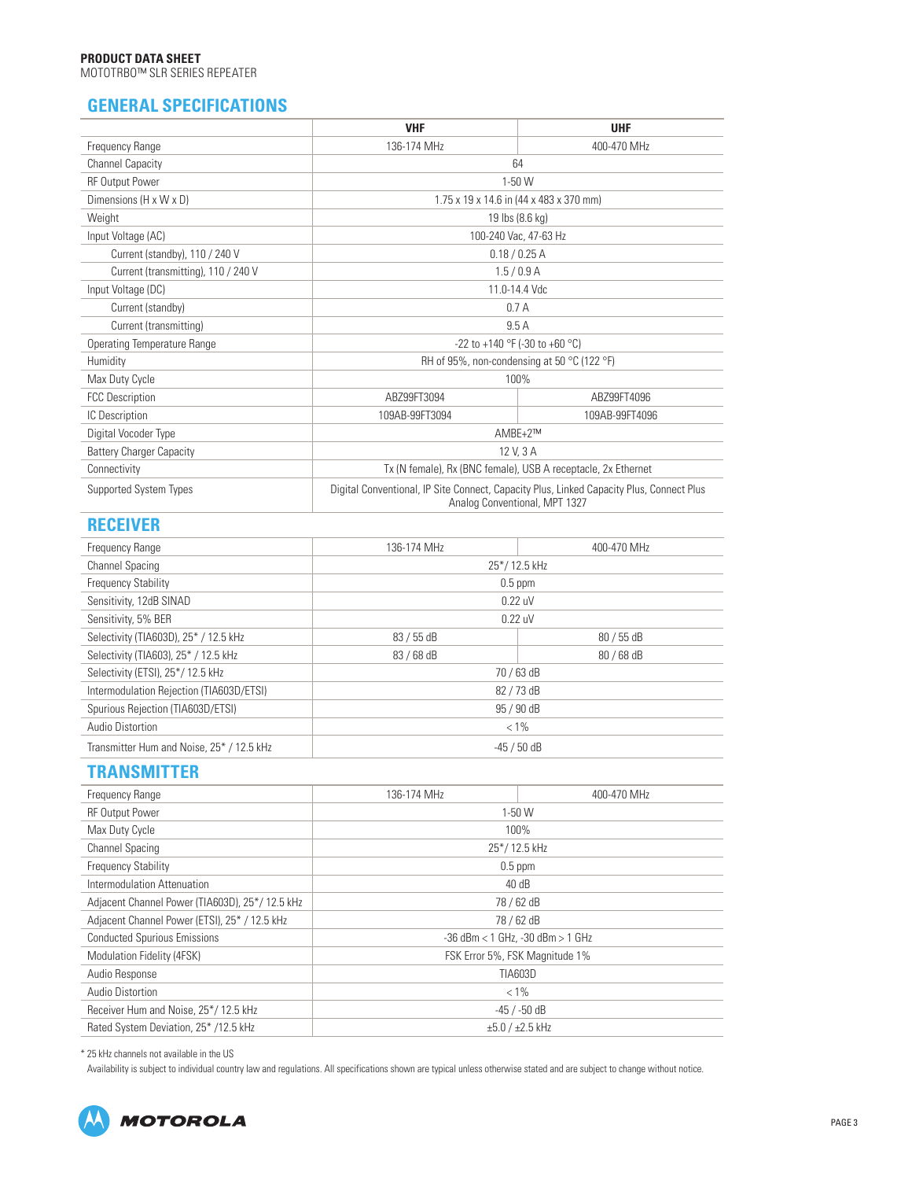## GENERAL SPECIFICATIONS

| | VHF | UHF |
|---|---|---|
| Frequency Range | 136-174 MHz | 400-470 MHz |
| Channel Capacity | 64 | |
| RF Output Power | 1-50 W | |
| Dimensions (H x W x D) | 1.75 x 19 x 14.6 in (44 x 483 x 370 mm) | |
| Weight | 19 lbs (8.6 kg) | |
| Input Voltage (AC) | 100-240 Vac, 47-63 Hz | |
| Current (standby), 110 / 240 V | 0.18 / 0.25 A | |
| Current (transmitting), 110 / 240 V | 1.5 / 0.9 A | |
| Input Voltage (DC) | 11.0-14.4 Vdc | |
| Current (standby) | 0.7 A | |
| Current (transmitting) | 9.5 A | |
| Operating Temperature Range | -22 to +140 °F (-30 to +60 °C) | |
| Humidity | RH of 95%, non-condensing at 50 °C (122 °F) | |
| Max Duty Cycle | 100% | |
| FCC Description | ABZ99FT3094 | ABZ99FT4096 |
| IC Description | 109AB-99FT3094 | 109AB-99FT4096 |
| Digital Vocoder Type | AMBE+2™ | |
| Battery Charger Capacity | 12 V, 3 A | |
| Connectivity | Tx (N female), Rx (BNC female), USB A receptacle, 2x Ethernet | |
| Supported System Types | Digital Conventional, IP Site Connect, Capacity Plus, Linked Capacity Plus, Connect Plus Analog Conventional, MPT 1327 | |

## RECEIVER

| | VHF | UHF |
|---|---|---|
| Frequency Range | 136-174 MHz | 400-470 MHz |
| Channel Spacing | 25*/ 12.5 kHz | |
| Frequency Stability | 0.5 ppm | |
| Sensitivity, 12dB SINAD | 0.22 uV | |
| Sensitivity, 5% BER | 0.22 uV | |
| Selectivity (TIA603D), 25* / 12.5 kHz | 83 / 55 dB | 80 / 55 dB |
| Selectivity (TIA603), 25* / 12.5 kHz | 83 / 68 dB | 80 / 68 dB |
| Selectivity (ETSI), 25*/ 12.5 kHz | 70 / 63 dB | |
| Intermodulation Rejection (TIA603D/ETSI) | 82 / 73 dB | |
| Spurious Rejection (TIA603D/ETSI) | 95 / 90 dB | |
| Audio Distortion | < 1% | |
| Transmitter Hum and Noise, 25* / 12.5 kHz | -45 / 50 dB | |

## TRANSMITTER

| | VHF | UHF |
|---|---|---|
| Frequency Range | 136-174 MHz | 400-470 MHz |
| RF Output Power | 1-50 W | |
| Max Duty Cycle | 100% | |
| Channel Spacing | 25*/ 12.5 kHz | |
| Frequency Stability | 0.5 ppm | |
| Intermodulation Attenuation | 40 dB | |
| Adjacent Channel Power (TIA603D), 25*/ 12.5 kHz | 78 / 62 dB | |
| Adjacent Channel Power (ETSI), 25* / 12.5 kHz | 78 / 62 dB | |
| Conducted Spurious Emissions | -36 dBm < 1 GHz, -30 dBm > 1 GHz | |
| Modulation Fidelity (4FSK) | FSK Error 5%, FSK Magnitude 1% | |
| Audio Response | TIA603D | |
| Audio Distortion | < 1% | |
| Receiver Hum and Noise, 25*/ 12.5 kHz | -45 / -50 dB | |
| Rated System Deviation, 25* /12.5 kHz | ±5.0 / ±2.5 kHz | |

* 25 kHz channels not available in the US

Availability is subject to individual country law and regulations. All specifications shown are typical unless otherwise stated and are subject to change without notice.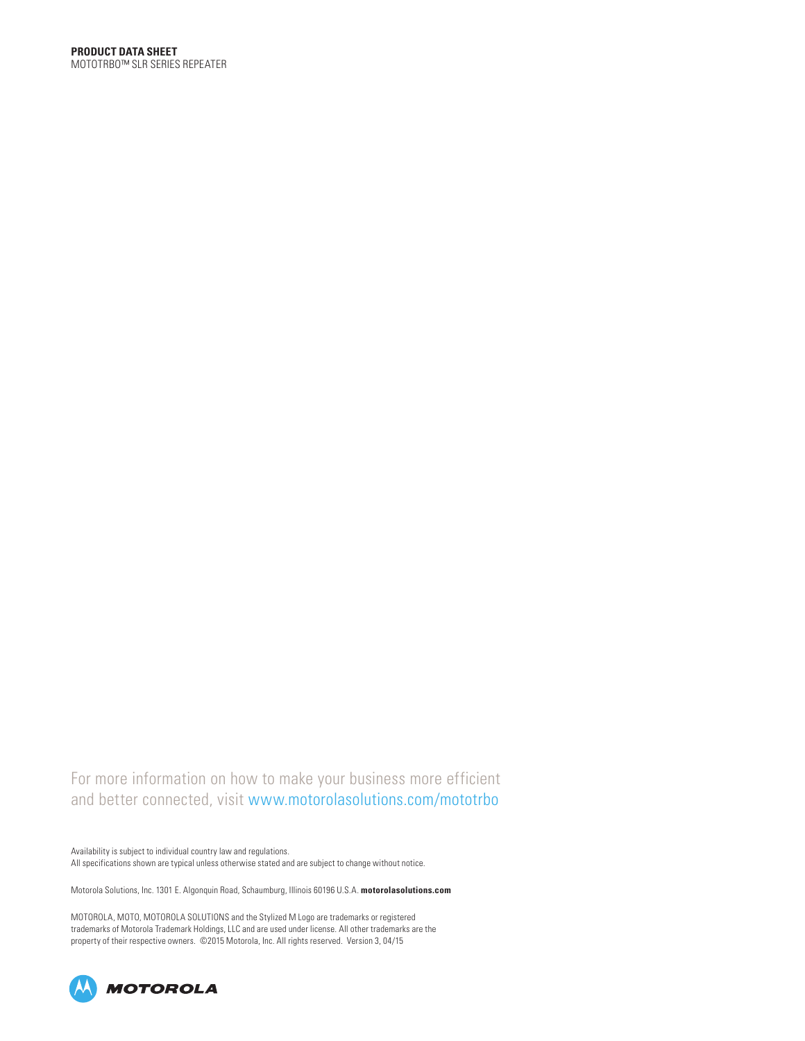For more information on how to make your business more efficient and better connected, visit www.motorolasolutions.com/mototrbo

Availability is subject to individual country law and regulations.
All specifications shown are typical unless otherwise stated and are subject to change without notice.

Motorola Solutions, Inc. 1301 E. Algonquin Road, Schaumburg, Illinois 60196 U.S.A. **motorolasolutions.com**

MOTOROLA, MOTO, MOTOROLA SOLUTIONS and the Stylized M Logo are trademarks or registered trademarks of Motorola Trademark Holdings, LLC and are used under license. All other trademarks are the property of their respective owners. ©2015 Motorola, Inc. All rights reserved. Version 3, 04/15

MOTOROLA